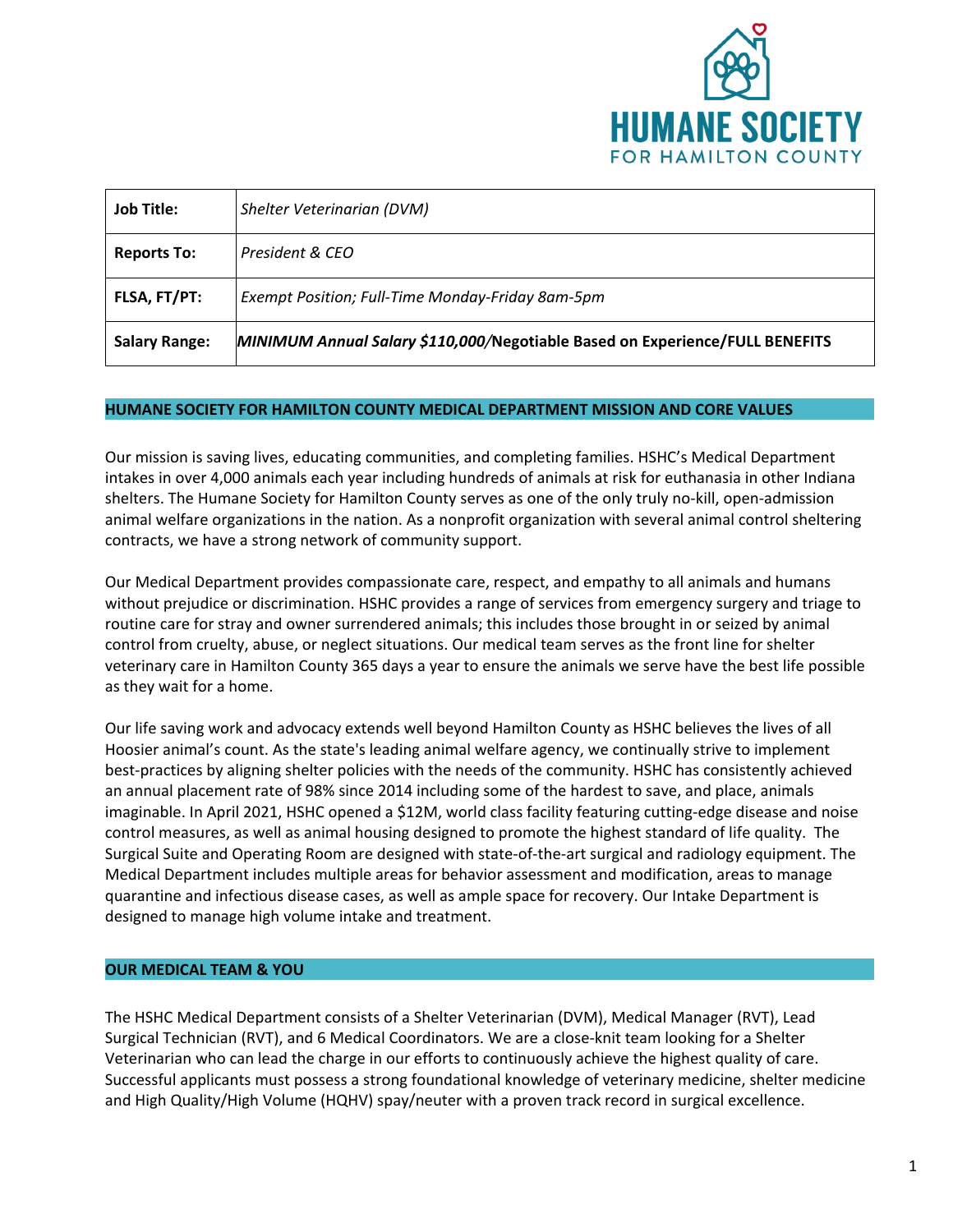HUMANE SOCIETY FOR HAMILTON COUNTY

| **Job Title:** | *Shelter Veterinarian (DVM)* |
|---|---|
| **Reports To:** | *President & CEO* |
| **FLSA, FT/PT:** | *Exempt Position; Full-Time Monday-Friday 8am-5pm* |
| **Salary Range:** | ***MINIMUM Annual Salary $110,000/*****Negotiable Based on Experience/FULL BENEFITS** |

## HUMANE SOCIETY FOR HAMILTON COUNTY MEDICAL DEPARTMENT MISSION AND CORE VALUES

Our mission is saving lives, educating communities, and completing families. HSHC's Medical Department intakes in over 4,000 animals each year including hundreds of animals at risk for euthanasia in other Indiana shelters. The Humane Society for Hamilton County serves as one of the only truly no-kill, open-admission animal welfare organizations in the nation. As a nonprofit organization with several animal control sheltering contracts, we have a strong network of community support.

Our Medical Department provides compassionate care, respect, and empathy to all animals and humans without prejudice or discrimination. HSHC provides a range of services from emergency surgery and triage to routine care for stray and owner surrendered animals; this includes those brought in or seized by animal control from cruelty, abuse, or neglect situations. Our medical team serves as the front line for shelter veterinary care in Hamilton County 365 days a year to ensure the animals we serve have the best life possible as they wait for a home.

Our life saving work and advocacy extends well beyond Hamilton County as HSHC believes the lives of all Hoosier animal's count. As the state's leading animal welfare agency, we continually strive to implement best-practices by aligning shelter policies with the needs of the community. HSHC has consistently achieved an annual placement rate of 98% since 2014 including some of the hardest to save, and place, animals imaginable. In April 2021, HSHC opened a $12M, world class facility featuring cutting-edge disease and noise control measures, as well as animal housing designed to promote the highest standard of life quality. The Surgical Suite and Operating Room are designed with state-of-the-art surgical and radiology equipment. The Medical Department includes multiple areas for behavior assessment and modification, areas to manage quarantine and infectious disease cases, as well as ample space for recovery. Our Intake Department is designed to manage high volume intake and treatment.

## OUR MEDICAL TEAM & YOU

The HSHC Medical Department consists of a Shelter Veterinarian (DVM), Medical Manager (RVT), Lead Surgical Technician (RVT), and 6 Medical Coordinators. We are a close-knit team looking for a Shelter Veterinarian who can lead the charge in our efforts to continuously achieve the highest quality of care. Successful applicants must possess a strong foundational knowledge of veterinary medicine, shelter medicine and High Quality/High Volume (HQHV) spay/neuter with a proven track record in surgical excellence.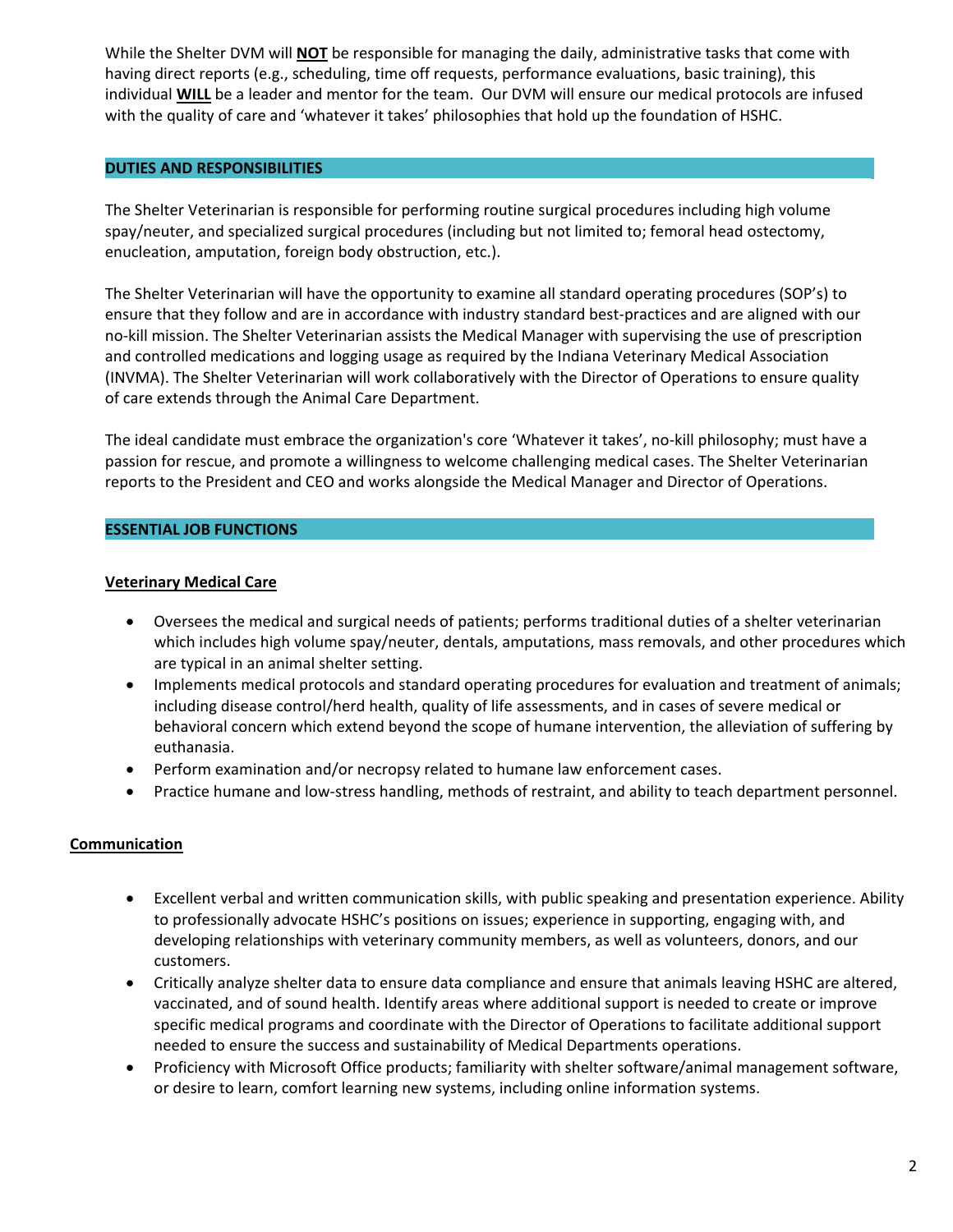While the Shelter DVM will **NOT** be responsible for managing the daily, administrative tasks that come with having direct reports (e.g., scheduling, time off requests, performance evaluations, basic training), this individual **WILL** be a leader and mentor for the team. Our DVM will ensure our medical protocols are infused with the quality of care and 'whatever it takes' philosophies that hold up the foundation of HSHC.

## DUTIES AND RESPONSIBILITIES

The Shelter Veterinarian is responsible for performing routine surgical procedures including high volume spay/neuter, and specialized surgical procedures (including but not limited to; femoral head ostectomy, enucleation, amputation, foreign body obstruction, etc.).

The Shelter Veterinarian will have the opportunity to examine all standard operating procedures (SOP's) to ensure that they follow and are in accordance with industry standard best-practices and are aligned with our no-kill mission. The Shelter Veterinarian assists the Medical Manager with supervising the use of prescription and controlled medications and logging usage as required by the Indiana Veterinary Medical Association (INVMA). The Shelter Veterinarian will work collaboratively with the Director of Operations to ensure quality of care extends through the Animal Care Department.

The ideal candidate must embrace the organization's core 'Whatever it takes', no-kill philosophy; must have a passion for rescue, and promote a willingness to welcome challenging medical cases. The Shelter Veterinarian reports to the President and CEO and works alongside the Medical Manager and Director of Operations.

## ESSENTIAL JOB FUNCTIONS

### Veterinary Medical Care

- Oversees the medical and surgical needs of patients; performs traditional duties of a shelter veterinarian which includes high volume spay/neuter, dentals, amputations, mass removals, and other procedures which are typical in an animal shelter setting.
- Implements medical protocols and standard operating procedures for evaluation and treatment of animals; including disease control/herd health, quality of life assessments, and in cases of severe medical or behavioral concern which extend beyond the scope of humane intervention, the alleviation of suffering by euthanasia.
- Perform examination and/or necropsy related to humane law enforcement cases.
- Practice humane and low-stress handling, methods of restraint, and ability to teach department personnel.

### Communication

- Excellent verbal and written communication skills, with public speaking and presentation experience. Ability to professionally advocate HSHC's positions on issues; experience in supporting, engaging with, and developing relationships with veterinary community members, as well as volunteers, donors, and our customers.
- Critically analyze shelter data to ensure data compliance and ensure that animals leaving HSHC are altered, vaccinated, and of sound health. Identify areas where additional support is needed to create or improve specific medical programs and coordinate with the Director of Operations to facilitate additional support needed to ensure the success and sustainability of Medical Departments operations.
- Proficiency with Microsoft Office products; familiarity with shelter software/animal management software, or desire to learn, comfort learning new systems, including online information systems.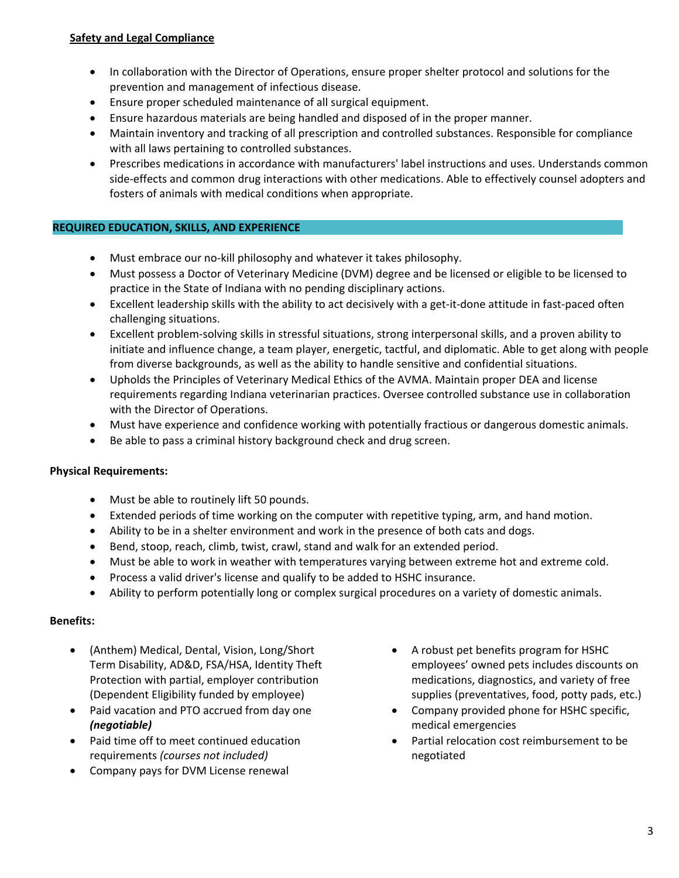**Safety and Legal Compliance**

- In collaboration with the Director of Operations, ensure proper shelter protocol and solutions for the prevention and management of infectious disease.
- Ensure proper scheduled maintenance of all surgical equipment.
- Ensure hazardous materials are being handled and disposed of in the proper manner.
- Maintain inventory and tracking of all prescription and controlled substances. Responsible for compliance with all laws pertaining to controlled substances.
- Prescribes medications in accordance with manufacturers' label instructions and uses. Understands common side-effects and common drug interactions with other medications. Able to effectively counsel adopters and fosters of animals with medical conditions when appropriate.

## REQUIRED EDUCATION, SKILLS, AND EXPERIENCE

- Must embrace our no-kill philosophy and whatever it takes philosophy.
- Must possess a Doctor of Veterinary Medicine (DVM) degree and be licensed or eligible to be licensed to practice in the State of Indiana with no pending disciplinary actions.
- Excellent leadership skills with the ability to act decisively with a get-it-done attitude in fast-paced often challenging situations.
- Excellent problem-solving skills in stressful situations, strong interpersonal skills, and a proven ability to initiate and influence change, a team player, energetic, tactful, and diplomatic. Able to get along with people from diverse backgrounds, as well as the ability to handle sensitive and confidential situations.
- Upholds the Principles of Veterinary Medical Ethics of the AVMA. Maintain proper DEA and license requirements regarding Indiana veterinarian practices. Oversee controlled substance use in collaboration with the Director of Operations.
- Must have experience and confidence working with potentially fractious or dangerous domestic animals.
- Be able to pass a criminal history background check and drug screen.

**Physical Requirements:**

- Must be able to routinely lift 50 pounds.
- Extended periods of time working on the computer with repetitive typing, arm, and hand motion.
- Ability to be in a shelter environment and work in the presence of both cats and dogs.
- Bend, stoop, reach, climb, twist, crawl, stand and walk for an extended period.
- Must be able to work in weather with temperatures varying between extreme hot and extreme cold.
- Process a valid driver's license and qualify to be added to HSHC insurance.
- Ability to perform potentially long or complex surgical procedures on a variety of domestic animals.

**Benefits:**

- (Anthem) Medical, Dental, Vision, Long/Short Term Disability, AD&D, FSA/HSA, Identity Theft Protection with partial, employer contribution (Dependent Eligibility funded by employee)
- Paid vacation and PTO accrued from day one ***(negotiable)***
- Paid time off to meet continued education requirements *(courses not included)*
- Company pays for DVM License renewal
- A robust pet benefits program for HSHC employees' owned pets includes discounts on medications, diagnostics, and variety of free supplies (preventatives, food, potty pads, etc.)
- Company provided phone for HSHC specific, medical emergencies
- Partial relocation cost reimbursement to be negotiated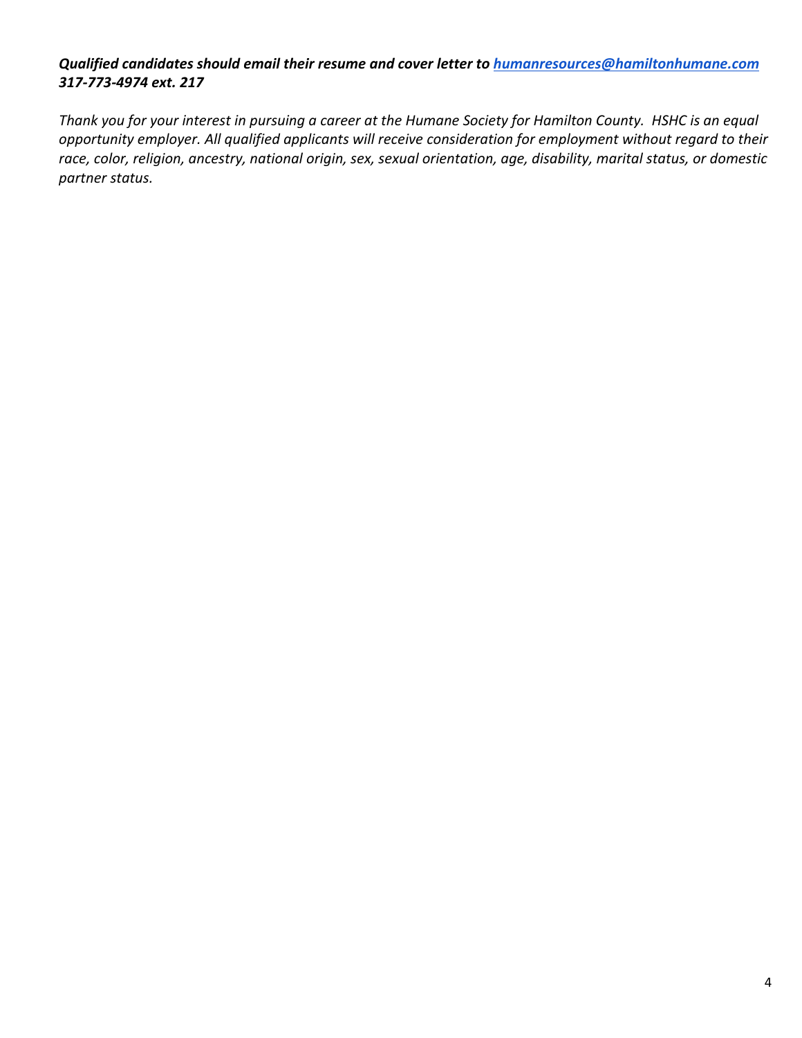***Qualified candidates should email their resume and cover letter to [humanresources@hamiltonhumane.com](mailto:humanresources@hamiltonhumane.com) 317-773-4974 ext. 217***

*Thank you for your interest in pursuing a career at the Humane Society for Hamilton County. HSHC is an equal opportunity employer. All qualified applicants will receive consideration for employment without regard to their race, color, religion, ancestry, national origin, sex, sexual orientation, age, disability, marital status, or domestic partner status.*